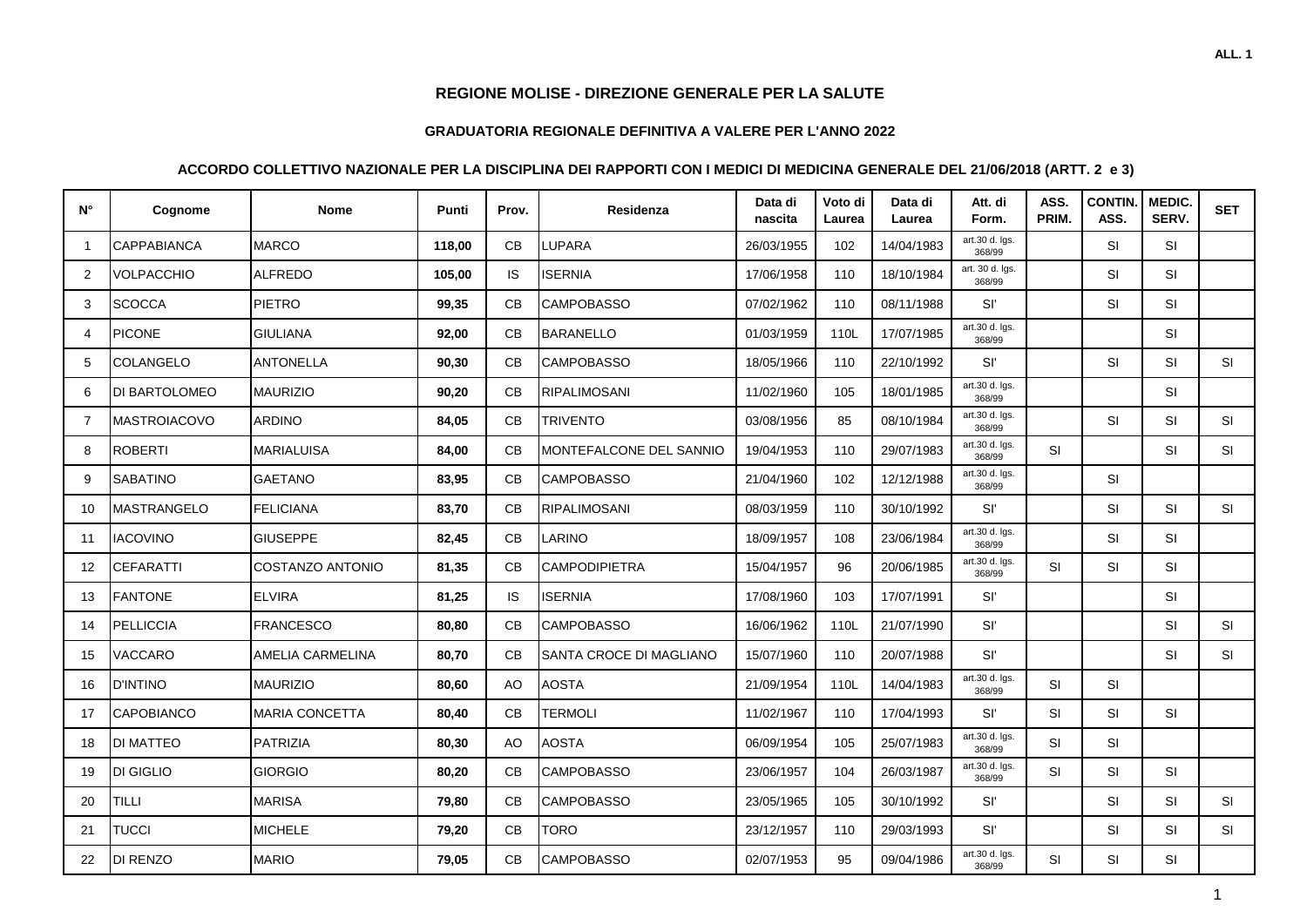ALL. 1

## REGIONE MOLISE - DIREZIONE GENERALE PER LA SALUTE

### GRADUATORIA REGIONALE DEFINITIVA A VALERE PER L'ANNO 2022

### ACCORDO COLLETTIVO NAZIONALE PER LA DISCIPLINA DEI RAPPORTI CON I MEDICI DI MEDICINA GENERALE DEL 21/06/2018 (ARTT. 2 e 3)

| N° | Cognome | Nome | Punti | Prov. | Residenza | Data di nascita | Voto di Laurea | Data di Laurea | Att. di Form. | ASS. PRIM. | CONTIN. ASS. | MEDIC. SERV. | SET |
|---|---|---|---|---|---|---|---|---|---|---|---|---|---|
| 1 | CAPPABIANCA | MARCO | **118,00** | CB | LUPARA | 26/03/1955 | 102 | 14/04/1983 | art.30 d. lgs. 368/99 | | SI | SI | |
| 2 | VOLPACCHIO | ALFREDO | **105,00** | IS | ISERNIA | 17/06/1958 | 110 | 18/10/1984 | art. 30 d. lgs. 368/99 | | SI | SI | |
| 3 | SCOCCA | PIETRO | **99,35** | CB | CAMPOBASSO | 07/02/1962 | 110 | 08/11/1988 | SI' | | SI | SI | |
| 4 | PICONE | GIULIANA | **92,00** | CB | BARANELLO | 01/03/1959 | 110L | 17/07/1985 | art.30 d. lgs. 368/99 | | | SI | |
| 5 | COLANGELO | ANTONELLA | **90,30** | CB | CAMPOBASSO | 18/05/1966 | 110 | 22/10/1992 | SI' | | SI | SI | SI |
| 6 | DI BARTOLOMEO | MAURIZIO | **90,20** | CB | RIPALIMOSANI | 11/02/1960 | 105 | 18/01/1985 | art.30 d. lgs. 368/99 | | | SI | |
| 7 | MASTROIACOVO | ARDINO | **84,05** | CB | TRIVENTO | 03/08/1956 | 85 | 08/10/1984 | art.30 d. lgs. 368/99 | | SI | SI | SI |
| 8 | ROBERTI | MARIALUISA | **84,00** | CB | MONTEFALCONE DEL SANNIO | 19/04/1953 | 110 | 29/07/1983 | art.30 d. lgs. 368/99 | SI | | SI | SI |
| 9 | SABATINO | GAETANO | **83,95** | CB | CAMPOBASSO | 21/04/1960 | 102 | 12/12/1988 | art.30 d. lgs. 368/99 | | SI | | |
| 10 | MASTRANGELO | FELICIANA | **83,70** | CB | RIPALIMOSANI | 08/03/1959 | 110 | 30/10/1992 | SI' | | SI | SI | SI |
| 11 | IACOVINO | GIUSEPPE | **82,45** | CB | LARINO | 18/09/1957 | 108 | 23/06/1984 | art.30 d. lgs. 368/99 | | SI | SI | |
| 12 | CEFARATTI | COSTANZO ANTONIO | **81,35** | CB | CAMPODIPIETRA | 15/04/1957 | 96 | 20/06/1985 | art.30 d. lgs. 368/99 | SI | SI | SI | |
| 13 | FANTONE | ELVIRA | **81,25** | IS | ISERNIA | 17/08/1960 | 103 | 17/07/1991 | SI' | | | SI | |
| 14 | PELLICCIA | FRANCESCO | **80,80** | CB | CAMPOBASSO | 16/06/1962 | 110L | 21/07/1990 | SI' | | | SI | SI |
| 15 | VACCARO | AMELIA CARMELINA | **80,70** | CB | SANTA CROCE DI MAGLIANO | 15/07/1960 | 110 | 20/07/1988 | SI' | | | SI | SI |
| 16 | D'INTINO | MAURIZIO | **80,60** | AO | AOSTA | 21/09/1954 | 110L | 14/04/1983 | art.30 d. lgs. 368/99 | SI | SI | | |
| 17 | CAPOBIANCO | MARIA CONCETTA | **80,40** | CB | TERMOLI | 11/02/1967 | 110 | 17/04/1993 | SI' | SI | SI | SI | |
| 18 | DI MATTEO | PATRIZIA | **80,30** | AO | AOSTA | 06/09/1954 | 105 | 25/07/1983 | art.30 d. lgs. 368/99 | SI | SI | | |
| 19 | DI GIGLIO | GIORGIO | **80,20** | CB | CAMPOBASSO | 23/06/1957 | 104 | 26/03/1987 | art.30 d. lgs. 368/99 | SI | SI | SI | |
| 20 | TILLI | MARISA | **79,80** | CB | CAMPOBASSO | 23/05/1965 | 105 | 30/10/1992 | SI' | | SI | SI | SI |
| 21 | TUCCI | MICHELE | **79,20** | CB | TORO | 23/12/1957 | 110 | 29/03/1993 | SI' | | SI | SI | SI |
| 22 | DI RENZO | MARIO | **79,05** | CB | CAMPOBASSO | 02/07/1953 | 95 | 09/04/1986 | art.30 d. lgs. 368/99 | SI | SI | SI | |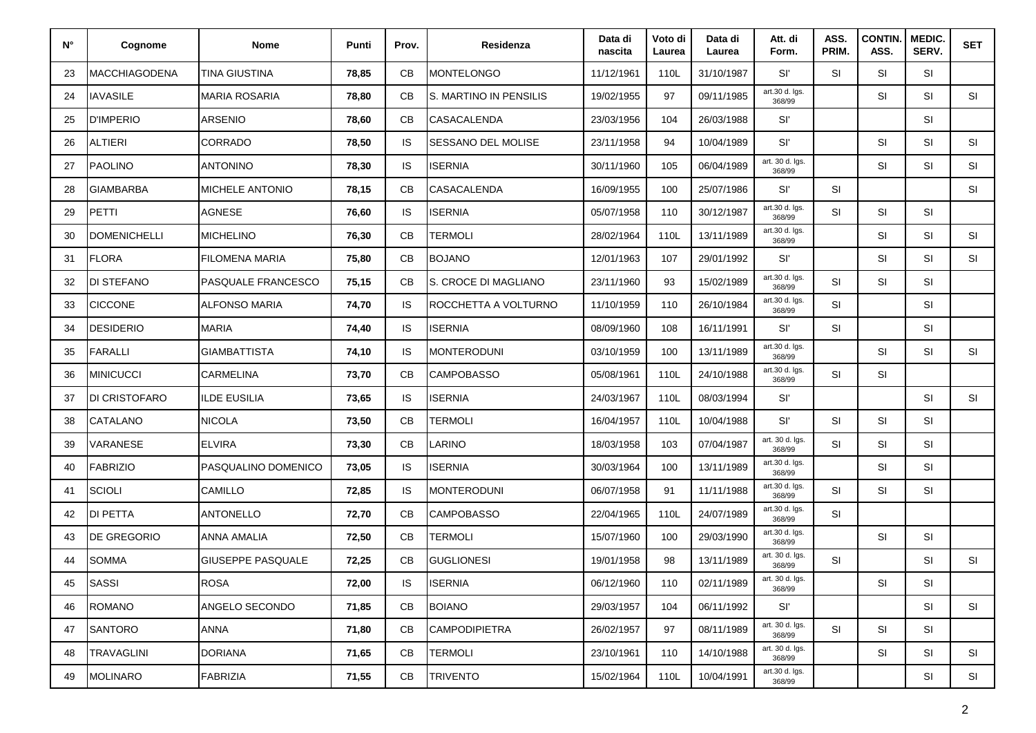| N° | Cognome | Nome | Punti | Prov. | Residenza | Data di nascita | Voto di Laurea | Data di Laurea | Att. di Form. | ASS. PRIM. | CONTIN. ASS. | MEDIC. SERV. | SET |
|---|---|---|---|---|---|---|---|---|---|---|---|---|---|
| 23 | MACCHIAGODENA | TINA GIUSTINA | **78,85** | CB | MONTELONGO | 11/12/1961 | 110L | 31/10/1987 | SI' | SI | SI | SI | |
| 24 | IAVASILE | MARIA ROSARIA | **78,80** | CB | S. MARTINO IN PENSILIS | 19/02/1955 | 97 | 09/11/1985 | art.30 d. lgs. 368/99 | | SI | SI | SI |
| 25 | D'IMPERIO | ARSENIO | **78,60** | CB | CASACALENDA | 23/03/1956 | 104 | 26/03/1988 | SI' | | | SI | |
| 26 | ALTIERI | CORRADO | **78,50** | IS | SESSANO DEL MOLISE | 23/11/1958 | 94 | 10/04/1989 | SI' | | SI | SI | SI |
| 27 | PAOLINO | ANTONINO | **78,30** | IS | ISERNIA | 30/11/1960 | 105 | 06/04/1989 | art. 30 d. lgs. 368/99 | | SI | SI | SI |
| 28 | GIAMBARBA | MICHELE ANTONIO | **78,15** | CB | CASACALENDA | 16/09/1955 | 100 | 25/07/1986 | SI' | SI | | | SI |
| 29 | PETTI | AGNESE | **76,60** | IS | ISERNIA | 05/07/1958 | 110 | 30/12/1987 | art.30 d. lgs. 368/99 | SI | SI | SI | |
| 30 | DOMENICHELLI | MICHELINO | **76,30** | CB | TERMOLI | 28/02/1964 | 110L | 13/11/1989 | art.30 d. lgs. 368/99 | | SI | SI | SI |
| 31 | FLORA | FILOMENA MARIA | **75,80** | CB | BOJANO | 12/01/1963 | 107 | 29/01/1992 | SI' | | SI | SI | SI |
| 32 | DI STEFANO | PASQUALE FRANCESCO | **75,15** | CB | S. CROCE DI MAGLIANO | 23/11/1960 | 93 | 15/02/1989 | art.30 d. lgs. 368/99 | SI | SI | SI | |
| 33 | CICCONE | ALFONSO MARIA | **74,70** | IS | ROCCHETTA A VOLTURNO | 11/10/1959 | 110 | 26/10/1984 | art.30 d. lgs. 368/99 | SI | | SI | |
| 34 | DESIDERIO | MARIA | **74,40** | IS | ISERNIA | 08/09/1960 | 108 | 16/11/1991 | SI' | SI | | SI | |
| 35 | FARALLI | GIAMBATTISTA | **74,10** | IS | MONTERODUNI | 03/10/1959 | 100 | 13/11/1989 | art.30 d. lgs. 368/99 | | SI | SI | SI |
| 36 | MINICUCCI | CARMELINA | **73,70** | CB | CAMPOBASSO | 05/08/1961 | 110L | 24/10/1988 | art.30 d. lgs. 368/99 | SI | SI | | |
| 37 | DI CRISTOFARO | ILDE EUSILIA | **73,65** | IS | ISERNIA | 24/03/1967 | 110L | 08/03/1994 | SI' | | | SI | SI |
| 38 | CATALANO | NICOLA | **73,50** | CB | TERMOLI | 16/04/1957 | 110L | 10/04/1988 | SI' | SI | SI | SI | |
| 39 | VARANESE | ELVIRA | **73,30** | CB | LARINO | 18/03/1958 | 103 | 07/04/1987 | art. 30 d. lgs. 368/99 | SI | SI | SI | |
| 40 | FABRIZIO | PASQUALINO DOMENICO | **73,05** | IS | ISERNIA | 30/03/1964 | 100 | 13/11/1989 | art.30 d. lgs. 368/99 | | SI | SI | |
| 41 | SCIOLI | CAMILLO | **72,85** | IS | MONTERODUNI | 06/07/1958 | 91 | 11/11/1988 | art.30 d. lgs. 368/99 | SI | SI | SI | |
| 42 | DI PETTA | ANTONELLO | **72,70** | CB | CAMPOBASSO | 22/04/1965 | 110L | 24/07/1989 | art.30 d. lgs. 368/99 | SI | | | |
| 43 | DE GREGORIO | ANNA AMALIA | **72,50** | CB | TERMOLI | 15/07/1960 | 100 | 29/03/1990 | art.30 d. lgs. 368/99 | | SI | SI | |
| 44 | SOMMA | GIUSEPPE PASQUALE | **72,25** | CB | GUGLIONESI | 19/01/1958 | 98 | 13/11/1989 | art. 30 d. lgs. 368/99 | SI | | SI | SI |
| 45 | SASSI | ROSA | **72,00** | IS | ISERNIA | 06/12/1960 | 110 | 02/11/1989 | art. 30 d. lgs. 368/99 | | SI | SI | |
| 46 | ROMANO | ANGELO SECONDO | **71,85** | CB | BOIANO | 29/03/1957 | 104 | 06/11/1992 | SI' | | | SI | SI |
| 47 | SANTORO | ANNA | **71,80** | CB | CAMPODIPIETRA | 26/02/1957 | 97 | 08/11/1989 | art. 30 d. lgs. 368/99 | SI | SI | SI | |
| 48 | TRAVAGLINI | DORIANA | **71,65** | CB | TERMOLI | 23/10/1961 | 110 | 14/10/1988 | art. 30 d. lgs. 368/99 | | SI | SI | SI |
| 49 | MOLINARO | FABRIZIA | **71,55** | CB | TRIVENTO | 15/02/1964 | 110L | 10/04/1991 | art.30 d. lgs. 368/99 | | | SI | SI |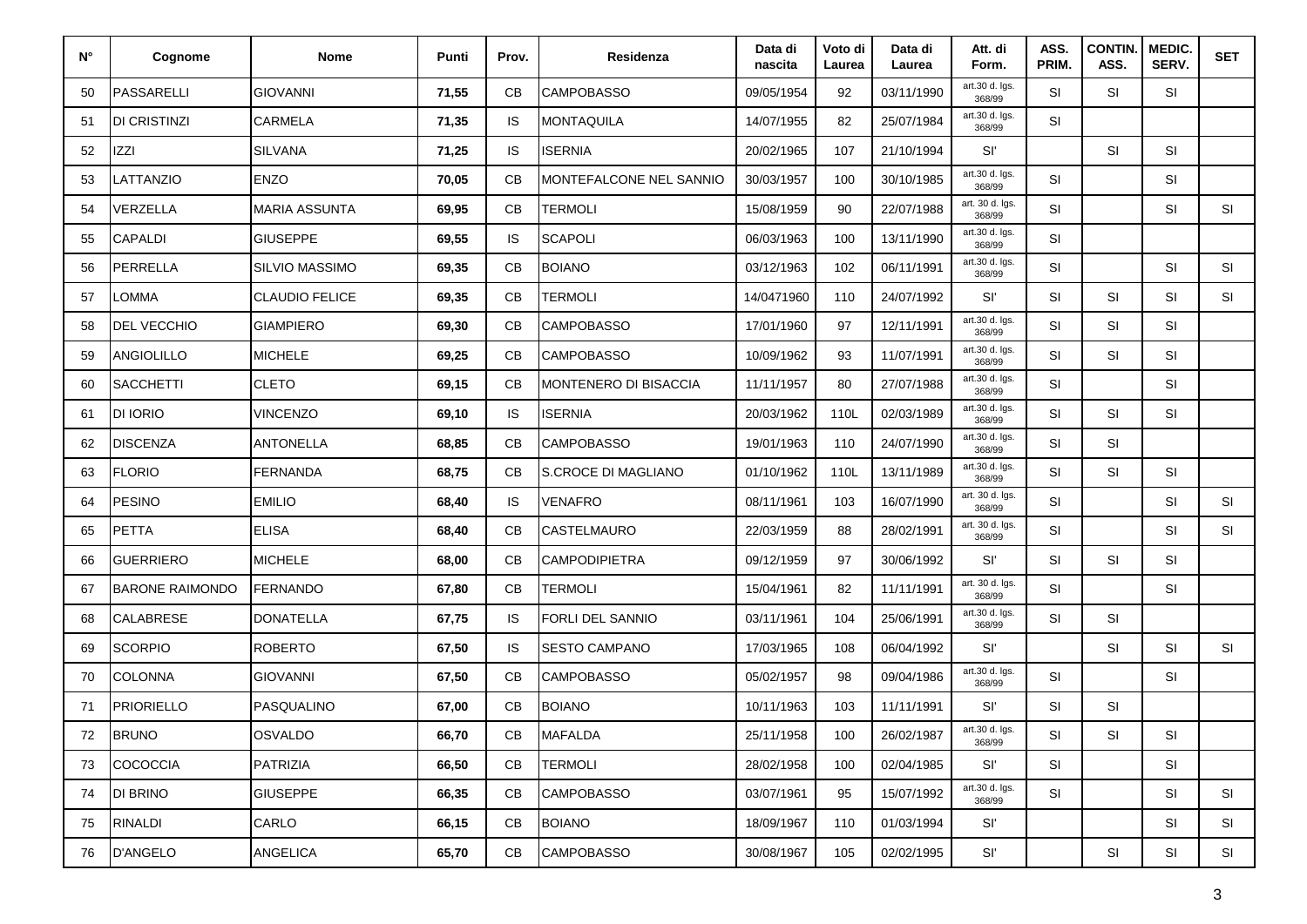| N° | Cognome | Nome | Punti | Prov. | Residenza | Data di nascita | Voto di Laurea | Data di Laurea | Att. di Form. | ASS. PRIM. | CONTIN. ASS. | MEDIC. SERV. | SET |
|---|---|---|---|---|---|---|---|---|---|---|---|---|---|
| 50 | PASSARELLI | GIOVANNI | **71,55** | CB | CAMPOBASSO | 09/05/1954 | 92 | 03/11/1990 | art.30 d. lgs. 368/99 | SI | SI | SI | |
| 51 | DI CRISTINZI | CARMELA | **71,35** | IS | MONTAQUILA | 14/07/1955 | 82 | 25/07/1984 | art.30 d. lgs. 368/99 | SI | | | |
| 52 | IZZI | SILVANA | **71,25** | IS | ISERNIA | 20/02/1965 | 107 | 21/10/1994 | SI' | | SI | SI | |
| 53 | LATTANZIO | ENZO | **70,05** | CB | MONTEFALCONE NEL SANNIO | 30/03/1957 | 100 | 30/10/1985 | art.30 d. lgs. 368/99 | SI | | SI | |
| 54 | VERZELLA | MARIA ASSUNTA | **69,95** | CB | TERMOLI | 15/08/1959 | 90 | 22/07/1988 | art. 30 d. lgs. 368/99 | SI | | SI | SI |
| 55 | CAPALDI | GIUSEPPE | **69,55** | IS | SCAPOLI | 06/03/1963 | 100 | 13/11/1990 | art.30 d. lgs. 368/99 | SI | | | |
| 56 | PERRELLA | SILVIO MASSIMO | **69,35** | CB | BOIANO | 03/12/1963 | 102 | 06/11/1991 | art.30 d. lgs. 368/99 | SI | | SI | SI |
| 57 | LOMMA | CLAUDIO FELICE | **69,35** | CB | TERMOLI | 14/0471960 | 110 | 24/07/1992 | SI' | SI | SI | SI | SI |
| 58 | DEL VECCHIO | GIAMPIERO | **69,30** | CB | CAMPOBASSO | 17/01/1960 | 97 | 12/11/1991 | art.30 d. lgs. 368/99 | SI | SI | SI | |
| 59 | ANGIOLILLO | MICHELE | **69,25** | CB | CAMPOBASSO | 10/09/1962 | 93 | 11/07/1991 | art.30 d. lgs. 368/99 | SI | SI | SI | |
| 60 | SACCHETTI | CLETO | **69,15** | CB | MONTENERO DI BISACCIA | 11/11/1957 | 80 | 27/07/1988 | art.30 d. lgs. 368/99 | SI | | SI | |
| 61 | DI IORIO | VINCENZO | **69,10** | IS | ISERNIA | 20/03/1962 | 110L | 02/03/1989 | art.30 d. lgs. 368/99 | SI | SI | SI | |
| 62 | DISCENZA | ANTONELLA | **68,85** | CB | CAMPOBASSO | 19/01/1963 | 110 | 24/07/1990 | art.30 d. lgs. 368/99 | SI | SI | | |
| 63 | FLORIO | FERNANDA | **68,75** | CB | S.CROCE DI MAGLIANO | 01/10/1962 | 110L | 13/11/1989 | art.30 d. lgs. 368/99 | SI | SI | SI | |
| 64 | PESINO | EMILIO | **68,40** | IS | VENAFRO | 08/11/1961 | 103 | 16/07/1990 | art. 30 d. lgs. 368/99 | SI | | SI | SI |
| 65 | PETTA | ELISA | **68,40** | CB | CASTELMAURO | 22/03/1959 | 88 | 28/02/1991 | art. 30 d. lgs. 368/99 | SI | | SI | SI |
| 66 | GUERRIERO | MICHELE | **68,00** | CB | CAMPODIPIETRA | 09/12/1959 | 97 | 30/06/1992 | SI' | SI | SI | SI | |
| 67 | BARONE RAIMONDO | FERNANDO | **67,80** | CB | TERMOLI | 15/04/1961 | 82 | 11/11/1991 | art. 30 d. lgs. 368/99 | SI | | SI | |
| 68 | CALABRESE | DONATELLA | **67,75** | IS | FORLI DEL SANNIO | 03/11/1961 | 104 | 25/06/1991 | art.30 d. lgs. 368/99 | SI | SI | | |
| 69 | SCORPIO | ROBERTO | **67,50** | IS | SESTO CAMPANO | 17/03/1965 | 108 | 06/04/1992 | SI' | | SI | SI | SI |
| 70 | COLONNA | GIOVANNI | **67,50** | CB | CAMPOBASSO | 05/02/1957 | 98 | 09/04/1986 | art.30 d. lgs. 368/99 | SI | | SI | |
| 71 | PRIORIELLO | PASQUALINO | **67,00** | CB | BOIANO | 10/11/1963 | 103 | 11/11/1991 | SI' | SI | SI | | |
| 72 | BRUNO | OSVALDO | **66,70** | CB | MAFALDA | 25/11/1958 | 100 | 26/02/1987 | art.30 d. lgs. 368/99 | SI | SI | SI | |
| 73 | COCOCCIA | PATRIZIA | **66,50** | CB | TERMOLI | 28/02/1958 | 100 | 02/04/1985 | SI' | SI | | SI | |
| 74 | DI BRINO | GIUSEPPE | **66,35** | CB | CAMPOBASSO | 03/07/1961 | 95 | 15/07/1992 | art.30 d. lgs. 368/99 | SI | | SI | SI |
| 75 | RINALDI | CARLO | **66,15** | CB | BOIANO | 18/09/1967 | 110 | 01/03/1994 | SI' | | | SI | SI |
| 76 | D'ANGELO | ANGELICA | **65,70** | CB | CAMPOBASSO | 30/08/1967 | 105 | 02/02/1995 | SI' | | SI | SI | SI |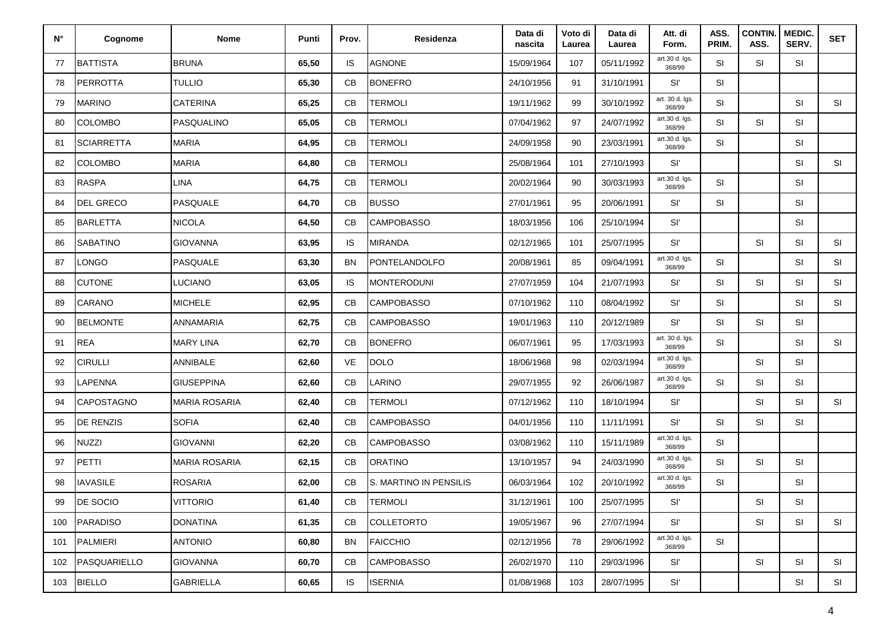| N° | Cognome | Nome | Punti | Prov. | Residenza | Data di nascita | Voto di Laurea | Data di Laurea | Att. di Form. | ASS. PRIM. | CONTIN. ASS. | MEDIC. SERV. | SET |
|---|---|---|---|---|---|---|---|---|---|---|---|---|---|
| 77 | BATTISTA | BRUNA | **65,50** | IS | AGNONE | 15/09/1964 | 107 | 05/11/1992 | art.30 d. lgs. 368/99 | SI | SI | SI | |
| 78 | PERROTTA | TULLIO | **65,30** | CB | BONEFRO | 24/10/1956 | 91 | 31/10/1991 | SI' | SI | | | |
| 79 | MARINO | CATERINA | **65,25** | CB | TERMOLI | 19/11/1962 | 99 | 30/10/1992 | art. 30 d. lgs. 368/99 | SI | | SI | SI |
| 80 | COLOMBO | PASQUALINO | **65,05** | CB | TERMOLI | 07/04/1962 | 97 | 24/07/1992 | art.30 d. lgs. 368/99 | SI | SI | SI | |
| 81 | SCIARRETTA | MARIA | **64,95** | CB | TERMOLI | 24/09/1958 | 90 | 23/03/1991 | art.30 d. lgs. 368/99 | SI | | SI | |
| 82 | COLOMBO | MARIA | **64,80** | CB | TERMOLI | 25/08/1964 | 101 | 27/10/1993 | SI' | | | SI | SI |
| 83 | RASPA | LINA | **64,75** | CB | TERMOLI | 20/02/1964 | 90 | 30/03/1993 | art.30 d. lgs. 368/99 | SI | | SI | |
| 84 | DEL GRECO | PASQUALE | **64,70** | CB | BUSSO | 27/01/1961 | 95 | 20/06/1991 | SI' | SI | | SI | |
| 85 | BARLETTA | NICOLA | **64,50** | CB | CAMPOBASSO | 18/03/1956 | 106 | 25/10/1994 | SI' | | | SI | |
| 86 | SABATINO | GIOVANNA | **63,95** | IS | MIRANDA | 02/12/1965 | 101 | 25/07/1995 | SI' | | SI | SI | SI |
| 87 | LONGO | PASQUALE | **63,30** | BN | PONTELANDOLFO | 20/08/1961 | 85 | 09/04/1991 | art.30 d. lgs. 368/99 | SI | | SI | SI |
| 88 | CUTONE | LUCIANO | **63,05** | IS | MONTERODUNI | 27/07/1959 | 104 | 21/07/1993 | SI' | SI | SI | SI | SI |
| 89 | CARANO | MICHELE | **62,95** | CB | CAMPOBASSO | 07/10/1962 | 110 | 08/04/1992 | SI' | SI | | SI | SI |
| 90 | BELMONTE | ANNAMARIA | **62,75** | CB | CAMPOBASSO | 19/01/1963 | 110 | 20/12/1989 | SI' | SI | SI | SI | |
| 91 | REA | MARY LINA | **62,70** | CB | BONEFRO | 06/07/1961 | 95 | 17/03/1993 | art. 30 d. lgs. 368/99 | SI | | SI | SI |
| 92 | CIRULLI | ANNIBALE | **62,60** | VE | DOLO | 18/06/1968 | 98 | 02/03/1994 | art.30 d. lgs. 368/99 | | SI | SI | |
| 93 | LAPENNA | GIUSEPPINA | **62,60** | CB | LARINO | 29/07/1955 | 92 | 26/06/1987 | art.30 d. lgs. 368/99 | SI | SI | SI | |
| 94 | CAPOSTAGNO | MARIA ROSARIA | **62,40** | CB | TERMOLI | 07/12/1962 | 110 | 18/10/1994 | SI' | | SI | SI | SI |
| 95 | DE RENZIS | SOFIA | **62,40** | CB | CAMPOBASSO | 04/01/1956 | 110 | 11/11/1991 | SI' | SI | SI | SI | |
| 96 | NUZZI | GIOVANNI | **62,20** | CB | CAMPOBASSO | 03/08/1962 | 110 | 15/11/1989 | art.30 d. lgs. 368/99 | SI | | | |
| 97 | PETTI | MARIA ROSARIA | **62,15** | CB | ORATINO | 13/10/1957 | 94 | 24/03/1990 | art.30 d. lgs. 368/99 | SI | SI | SI | |
| 98 | IAVASILE | ROSARIA | **62,00** | CB | S. MARTINO IN PENSILIS | 06/03/1964 | 102 | 20/10/1992 | art.30 d. lgs. 368/99 | SI | | SI | |
| 99 | DE SOCIO | VITTORIO | **61,40** | CB | TERMOLI | 31/12/1961 | 100 | 25/07/1995 | SI' | | SI | SI | |
| 100 | PARADISO | DONATINA | **61,35** | CB | COLLETORTO | 19/05/1967 | 96 | 27/07/1994 | SI' | | SI | SI | SI |
| 101 | PALMIERI | ANTONIO | **60,80** | BN | FAICCHIO | 02/12/1956 | 78 | 29/06/1992 | art.30 d. lgs. 368/99 | SI | | | |
| 102 | PASQUARIELLO | GIOVANNA | **60,70** | CB | CAMPOBASSO | 26/02/1970 | 110 | 29/03/1996 | SI' | | SI | SI | SI |
| 103 | BIELLO | GABRIELLA | **60,65** | IS | ISERNIA | 01/08/1968 | 103 | 28/07/1995 | SI' | | | SI | SI |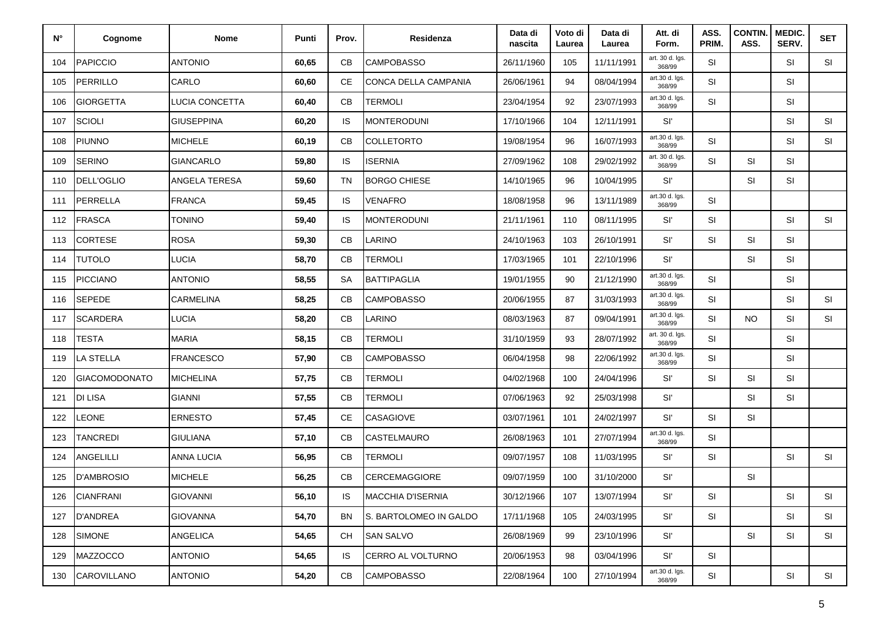| N° | Cognome | Nome | Punti | Prov. | Residenza | Data di nascita | Voto di Laurea | Data di Laurea | Att. di Form. | ASS. PRIM. | CONTIN. ASS. | MEDIC. SERV. | SET |
|---|---|---|---|---|---|---|---|---|---|---|---|---|---|
| 104 | PAPICCIO | ANTONIO | **60,65** | CB | CAMPOBASSO | 26/11/1960 | 105 | 11/11/1991 | art. 30 d. lgs. 368/99 | SI | | SI | SI |
| 105 | PERRILLO | CARLO | **60,60** | CE | CONCA DELLA CAMPANIA | 26/06/1961 | 94 | 08/04/1994 | art.30 d. lgs. 368/99 | SI | | SI | |
| 106 | GIORGETTA | LUCIA CONCETTA | **60,40** | CB | TERMOLI | 23/04/1954 | 92 | 23/07/1993 | art.30 d. lgs. 368/99 | SI | | SI | |
| 107 | SCIOLI | GIUSEPPINA | **60,20** | IS | MONTERODUNI | 17/10/1966 | 104 | 12/11/1991 | SI' | | | SI | SI |
| 108 | PIUNNO | MICHELE | **60,19** | CB | COLLETORTO | 19/08/1954 | 96 | 16/07/1993 | art.30 d. lgs. 368/99 | SI | | SI | SI |
| 109 | SERINO | GIANCARLO | **59,80** | IS | ISERNIA | 27/09/1962 | 108 | 29/02/1992 | art. 30 d. lgs. 368/99 | SI | SI | SI | |
| 110 | DELL'OGLIO | ANGELA TERESA | **59,60** | TN | BORGO CHIESE | 14/10/1965 | 96 | 10/04/1995 | SI' | | SI | SI | |
| 111 | PERRELLA | FRANCA | **59,45** | IS | VENAFRO | 18/08/1958 | 96 | 13/11/1989 | art.30 d. lgs. 368/99 | SI | | | |
| 112 | FRASCA | TONINO | **59,40** | IS | MONTERODUNI | 21/11/1961 | 110 | 08/11/1995 | SI' | SI | | SI | SI |
| 113 | CORTESE | ROSA | **59,30** | CB | LARINO | 24/10/1963 | 103 | 26/10/1991 | SI' | SI | SI | SI | |
| 114 | TUTOLO | LUCIA | **58,70** | CB | TERMOLI | 17/03/1965 | 101 | 22/10/1996 | SI' | | SI | SI | |
| 115 | PICCIANO | ANTONIO | **58,55** | SA | BATTIPAGLIA | 19/01/1955 | 90 | 21/12/1990 | art.30 d. lgs. 368/99 | SI | | SI | |
| 116 | SEPEDE | CARMELINA | **58,25** | CB | CAMPOBASSO | 20/06/1955 | 87 | 31/03/1993 | art.30 d. lgs. 368/99 | SI | | SI | SI |
| 117 | SCARDERA | LUCIA | **58,20** | CB | LARINO | 08/03/1963 | 87 | 09/04/1991 | art.30 d. lgs. 368/99 | SI | NO | SI | SI |
| 118 | TESTA | MARIA | **58,15** | CB | TERMOLI | 31/10/1959 | 93 | 28/07/1992 | art. 30 d. lgs. 368/99 | SI | | SI | |
| 119 | LA STELLA | FRANCESCO | **57,90** | CB | CAMPOBASSO | 06/04/1958 | 98 | 22/06/1992 | art.30 d. lgs. 368/99 | SI | | SI | |
| 120 | GIACOMODONATO | MICHELINA | **57,75** | CB | TERMOLI | 04/02/1968 | 100 | 24/04/1996 | SI' | SI | SI | SI | |
| 121 | DI LISA | GIANNI | **57,55** | CB | TERMOLI | 07/06/1963 | 92 | 25/03/1998 | SI' | | SI | SI | |
| 122 | LEONE | ERNESTO | **57,45** | CE | CASAGIOVE | 03/07/1961 | 101 | 24/02/1997 | SI' | SI | SI | | |
| 123 | TANCREDI | GIULIANA | **57,10** | CB | CASTELMAURO | 26/08/1963 | 101 | 27/07/1994 | art.30 d. lgs. 368/99 | SI | | | |
| 124 | ANGELILLI | ANNA LUCIA | **56,95** | CB | TERMOLI | 09/07/1957 | 108 | 11/03/1995 | SI' | SI | | SI | SI |
| 125 | D'AMBROSIO | MICHELE | **56,25** | CB | CERCEMAGGIORE | 09/07/1959 | 100 | 31/10/2000 | SI' | | SI | | |
| 126 | CIANFRANI | GIOVANNI | **56,10** | IS | MACCHIA D'ISERNIA | 30/12/1966 | 107 | 13/07/1994 | SI' | SI | | SI | SI |
| 127 | D'ANDREA | GIOVANNA | **54,70** | BN | S. BARTOLOMEO IN GALDO | 17/11/1968 | 105 | 24/03/1995 | SI' | SI | | SI | SI |
| 128 | SIMONE | ANGELICA | **54,65** | CH | SAN SALVO | 26/08/1969 | 99 | 23/10/1996 | SI' | | SI | SI | SI |
| 129 | MAZZOCCO | ANTONIO | **54,65** | IS | CERRO AL VOLTURNO | 20/06/1953 | 98 | 03/04/1996 | SI' | SI | | | |
| 130 | CAROVILLANO | ANTONIO | **54,20** | CB | CAMPOBASSO | 22/08/1964 | 100 | 27/10/1994 | art.30 d. lgs. 368/99 | SI | | SI | SI |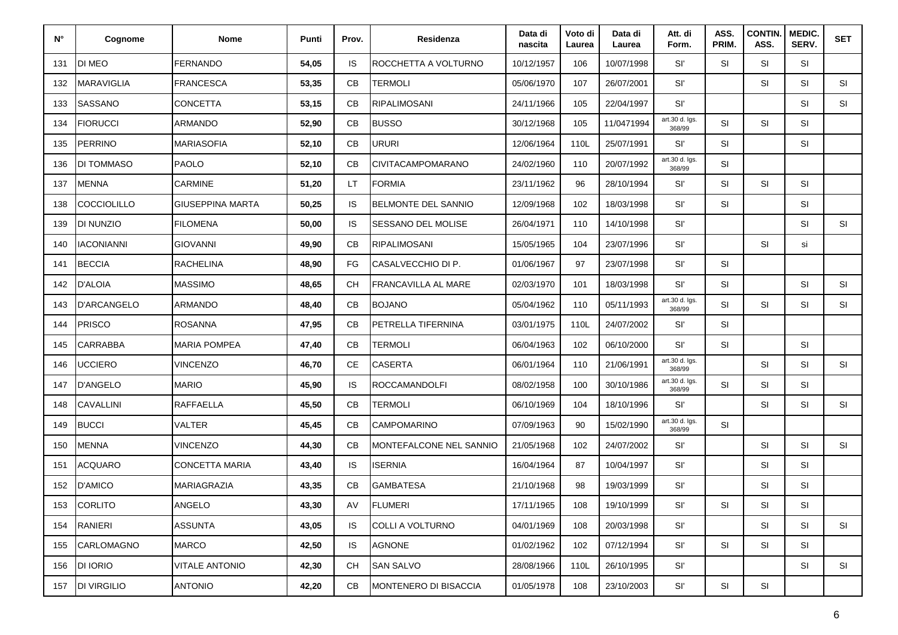| N° | Cognome | Nome | Punti | Prov. | Residenza | Data di nascita | Voto di Laurea | Data di Laurea | Att. di Form. | ASS. PRIM. | CONTIN. ASS. | MEDIC. SERV. | SET |
|---|---|---|---|---|---|---|---|---|---|---|---|---|---|
| 131 | DI MEO | FERNANDO | **54,05** | IS | ROCCHETTA A VOLTURNO | 10/12/1957 | 106 | 10/07/1998 | SI' | SI | SI | SI | |
| 132 | MARAVIGLIA | FRANCESCA | **53,35** | CB | TERMOLI | 05/06/1970 | 107 | 26/07/2001 | SI' | | SI | SI | SI |
| 133 | SASSANO | CONCETTA | **53,15** | CB | RIPALIMOSANI | 24/11/1966 | 105 | 22/04/1997 | SI' | | | SI | SI |
| 134 | FIORUCCI | ARMANDO | **52,90** | CB | BUSSO | 30/12/1968 | 105 | 11/0471994 | art.30 d. lgs. 368/99 | SI | SI | SI | |
| 135 | PERRINO | MARIASOFIA | **52,10** | CB | URURI | 12/06/1964 | 110L | 25/07/1991 | SI' | SI | | SI | |
| 136 | DI TOMMASO | PAOLO | **52,10** | CB | CIVITACAMPOMARANO | 24/02/1960 | 110 | 20/07/1992 | art.30 d. lgs. 368/99 | SI | | | |
| 137 | MENNA | CARMINE | **51,20** | LT | FORMIA | 23/11/1962 | 96 | 28/10/1994 | SI' | SI | SI | SI | |
| 138 | COCCIOLILLO | GIUSEPPINA MARTA | **50,25** | IS | BELMONTE DEL SANNIO | 12/09/1968 | 102 | 18/03/1998 | SI' | SI | | SI | |
| 139 | DI NUNZIO | FILOMENA | **50,00** | IS | SESSANO DEL MOLISE | 26/04/1971 | 110 | 14/10/1998 | SI' | | | SI | SI |
| 140 | IACONIANNI | GIOVANNI | **49,90** | CB | RIPALIMOSANI | 15/05/1965 | 104 | 23/07/1996 | SI' | | SI | si | |
| 141 | BECCIA | RACHELINA | **48,90** | FG | CASALVECCHIO DI P. | 01/06/1967 | 97 | 23/07/1998 | SI' | SI | | | |
| 142 | D'ALOIA | MASSIMO | **48,65** | CH | FRANCAVILLA AL MARE | 02/03/1970 | 101 | 18/03/1998 | SI' | SI | | SI | SI |
| 143 | D'ARCANGELO | ARMANDO | **48,40** | CB | BOJANO | 05/04/1962 | 110 | 05/11/1993 | art.30 d. lgs. 368/99 | SI | SI | SI | SI |
| 144 | PRISCO | ROSANNA | **47,95** | CB | PETRELLA TIFERNINA | 03/01/1975 | 110L | 24/07/2002 | SI' | SI | | | |
| 145 | CARRABBA | MARIA POMPEA | **47,40** | CB | TERMOLI | 06/04/1963 | 102 | 06/10/2000 | SI' | SI | | SI | |
| 146 | UCCIERO | VINCENZO | **46,70** | CE | CASERTA | 06/01/1964 | 110 | 21/06/1991 | art.30 d. lgs. 368/99 | | SI | SI | SI |
| 147 | D'ANGELO | MARIO | **45,90** | IS | ROCCAMANDOLFI | 08/02/1958 | 100 | 30/10/1986 | art.30 d. lgs. 368/99 | SI | SI | SI | |
| 148 | CAVALLINI | RAFFAELLA | **45,50** | CB | TERMOLI | 06/10/1969 | 104 | 18/10/1996 | SI' | | SI | SI | SI |
| 149 | BUCCI | VALTER | **45,45** | CB | CAMPOMARINO | 07/09/1963 | 90 | 15/02/1990 | art.30 d. lgs. 368/99 | SI | | | |
| 150 | MENNA | VINCENZO | **44,30** | CB | MONTEFALCONE NEL SANNIO | 21/05/1968 | 102 | 24/07/2002 | SI' | | SI | SI | SI |
| 151 | ACQUARO | CONCETTA MARIA | **43,40** | IS | ISERNIA | 16/04/1964 | 87 | 10/04/1997 | SI' | | SI | SI | |
| 152 | D'AMICO | MARIAGRAZIA | **43,35** | CB | GAMBATESA | 21/10/1968 | 98 | 19/03/1999 | SI' | | SI | SI | |
| 153 | CORLITO | ANGELO | **43,30** | AV | FLUMERI | 17/11/1965 | 108 | 19/10/1999 | SI' | SI | SI | SI | |
| 154 | RANIERI | ASSUNTA | **43,05** | IS | COLLI A VOLTURNO | 04/01/1969 | 108 | 20/03/1998 | SI' | | SI | SI | SI |
| 155 | CARLOMAGNO | MARCO | **42,50** | IS | AGNONE | 01/02/1962 | 102 | 07/12/1994 | SI' | SI | SI | SI | |
| 156 | DI IORIO | VITALE ANTONIO | **42,30** | CH | SAN SALVO | 28/08/1966 | 110L | 26/10/1995 | SI' | | | SI | SI |
| 157 | DI VIRGILIO | ANTONIO | **42,20** | CB | MONTENERO DI BISACCIA | 01/05/1978 | 108 | 23/10/2003 | SI' | SI | SI | | |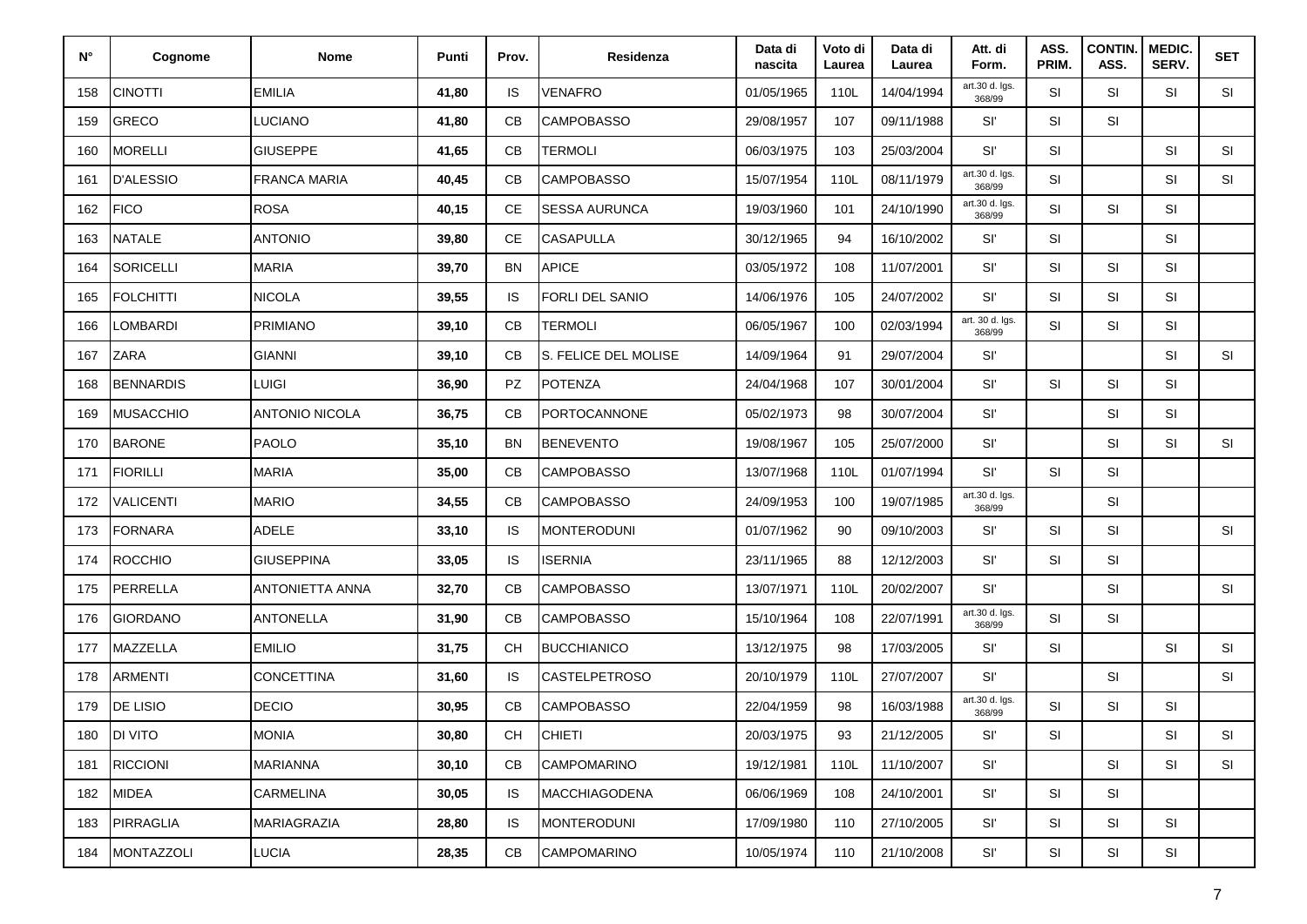| N° | Cognome | Nome | Punti | Prov. | Residenza | Data di nascita | Voto di Laurea | Data di Laurea | Att. di Form. | ASS. PRIM. | CONTIN. ASS. | MEDIC. SERV. | SET |
|---|---|---|---|---|---|---|---|---|---|---|---|---|---|
| 158 | CINOTTI | EMILIA | **41,80** | IS | VENAFRO | 01/05/1965 | 110L | 14/04/1994 | art.30 d. lgs. 368/99 | SI | SI | SI | SI |
| 159 | GRECO | LUCIANO | **41,80** | CB | CAMPOBASSO | 29/08/1957 | 107 | 09/11/1988 | SI' | SI | SI | | |
| 160 | MORELLI | GIUSEPPE | **41,65** | CB | TERMOLI | 06/03/1975 | 103 | 25/03/2004 | SI' | SI | | SI | SI |
| 161 | D'ALESSIO | FRANCA MARIA | **40,45** | CB | CAMPOBASSO | 15/07/1954 | 110L | 08/11/1979 | art.30 d. lgs. 368/99 | SI | | SI | SI |
| 162 | FICO | ROSA | **40,15** | CE | SESSA AURUNCA | 19/03/1960 | 101 | 24/10/1990 | art.30 d. lgs. 368/99 | SI | SI | SI | |
| 163 | NATALE | ANTONIO | **39,80** | CE | CASAPULLA | 30/12/1965 | 94 | 16/10/2002 | SI' | SI | | SI | |
| 164 | SORICELLI | MARIA | **39,70** | BN | APICE | 03/05/1972 | 108 | 11/07/2001 | SI' | SI | SI | SI | |
| 165 | FOLCHITTI | NICOLA | **39,55** | IS | FORLI DEL SANIO | 14/06/1976 | 105 | 24/07/2002 | SI' | SI | SI | SI | |
| 166 | LOMBARDI | PRIMIANO | **39,10** | CB | TERMOLI | 06/05/1967 | 100 | 02/03/1994 | art. 30 d. lgs. 368/99 | SI | SI | SI | |
| 167 | ZARA | GIANNI | **39,10** | CB | S. FELICE DEL MOLISE | 14/09/1964 | 91 | 29/07/2004 | SI' | | | SI | SI |
| 168 | BENNARDIS | LUIGI | **36,90** | PZ | POTENZA | 24/04/1968 | 107 | 30/01/2004 | SI' | SI | SI | SI | |
| 169 | MUSACCHIO | ANTONIO NICOLA | **36,75** | CB | PORTOCANNONE | 05/02/1973 | 98 | 30/07/2004 | SI' | | SI | SI | |
| 170 | BARONE | PAOLO | **35,10** | BN | BENEVENTO | 19/08/1967 | 105 | 25/07/2000 | SI' | | SI | SI | SI |
| 171 | FIORILLI | MARIA | **35,00** | CB | CAMPOBASSO | 13/07/1968 | 110L | 01/07/1994 | SI' | SI | SI | | |
| 172 | VALICENTI | MARIO | **34,55** | CB | CAMPOBASSO | 24/09/1953 | 100 | 19/07/1985 | art.30 d. lgs. 368/99 | | SI | | |
| 173 | FORNARA | ADELE | **33,10** | IS | MONTERODUNI | 01/07/1962 | 90 | 09/10/2003 | SI' | SI | SI | | SI |
| 174 | ROCCHIO | GIUSEPPINA | **33,05** | IS | ISERNIA | 23/11/1965 | 88 | 12/12/2003 | SI' | SI | SI | | |
| 175 | PERRELLA | ANTONIETTA ANNA | **32,70** | CB | CAMPOBASSO | 13/07/1971 | 110L | 20/02/2007 | SI' | | SI | | SI |
| 176 | GIORDANO | ANTONELLA | **31,90** | CB | CAMPOBASSO | 15/10/1964 | 108 | 22/07/1991 | art.30 d. lgs. 368/99 | SI | SI | | |
| 177 | MAZZELLA | EMILIO | **31,75** | CH | BUCCHIANICO | 13/12/1975 | 98 | 17/03/2005 | SI' | SI | | SI | SI |
| 178 | ARMENTI | CONCETTINA | **31,60** | IS | CASTELPETROSO | 20/10/1979 | 110L | 27/07/2007 | SI' | | SI | | SI |
| 179 | DE LISIO | DECIO | **30,95** | CB | CAMPOBASSO | 22/04/1959 | 98 | 16/03/1988 | art.30 d. lgs. 368/99 | SI | SI | SI | |
| 180 | DI VITO | MONIA | **30,80** | CH | CHIETI | 20/03/1975 | 93 | 21/12/2005 | SI' | SI | | SI | SI |
| 181 | RICCIONI | MARIANNA | **30,10** | CB | CAMPOMARINO | 19/12/1981 | 110L | 11/10/2007 | SI' | | SI | SI | SI |
| 182 | MIDEA | CARMELINA | **30,05** | IS | MACCHIAGODENA | 06/06/1969 | 108 | 24/10/2001 | SI' | SI | SI | | |
| 183 | PIRRAGLIA | MARIAGRAZIA | **28,80** | IS | MONTERODUNI | 17/09/1980 | 110 | 27/10/2005 | SI' | SI | SI | SI | |
| 184 | MONTAZZOLI | LUCIA | **28,35** | CB | CAMPOMARINO | 10/05/1974 | 110 | 21/10/2008 | SI' | SI | SI | SI | |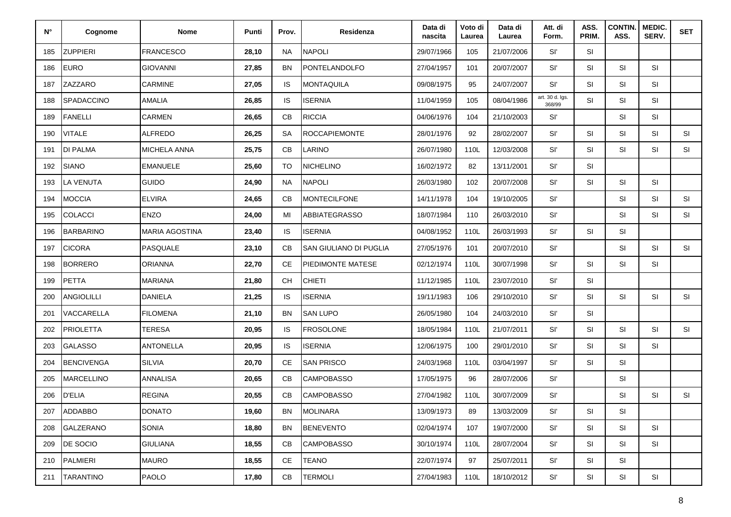| N° | Cognome | Nome | Punti | Prov. | Residenza | Data di nascita | Voto di Laurea | Data di Laurea | Att. di Form. | ASS. PRIM. | CONTIN. ASS. | MEDIC. SERV. | SET |
|---|---|---|---|---|---|---|---|---|---|---|---|---|---|
| 185 | ZUPPIERI | FRANCESCO | **28,10** | NA | NAPOLI | 29/07/1966 | 105 | 21/07/2006 | SI' | SI | | | |
| 186 | EURO | GIOVANNI | **27,85** | BN | PONTELANDOLFO | 27/04/1957 | 101 | 20/07/2007 | SI' | SI | SI | SI | |
| 187 | ZAZZARO | CARMINE | **27,05** | IS | MONTAQUILA | 09/08/1975 | 95 | 24/07/2007 | SI' | SI | SI | SI | |
| 188 | SPADACCINO | AMALIA | **26,85** | IS | ISERNIA | 11/04/1959 | 105 | 08/04/1986 | art. 30 d. lgs. 368/99 | SI | SI | SI | |
| 189 | FANELLI | CARMEN | **26,65** | CB | RICCIA | 04/06/1976 | 104 | 21/10/2003 | SI' | | SI | SI | |
| 190 | VITALE | ALFREDO | **26,25** | SA | ROCCAPIEMONTE | 28/01/1976 | 92 | 28/02/2007 | SI' | SI | SI | SI | SI |
| 191 | DI PALMA | MICHELA ANNA | **25,75** | CB | LARINO | 26/07/1980 | 110L | 12/03/2008 | SI' | SI | SI | SI | SI |
| 192 | SIANO | EMANUELE | **25,60** | TO | NICHELINO | 16/02/1972 | 82 | 13/11/2001 | SI' | SI | | | |
| 193 | LA VENUTA | GUIDO | **24,90** | NA | NAPOLI | 26/03/1980 | 102 | 20/07/2008 | SI' | SI | SI | SI | |
| 194 | MOCCIA | ELVIRA | **24,65** | CB | MONTECILFONE | 14/11/1978 | 104 | 19/10/2005 | SI' | | SI | SI | SI |
| 195 | COLACCI | ENZO | **24,00** | MI | ABBIATEGRASSO | 18/07/1984 | 110 | 26/03/2010 | SI' | | SI | SI | SI |
| 196 | BARBARINO | MARIA AGOSTINA | **23,40** | IS | ISERNIA | 04/08/1952 | 110L | 26/03/1993 | SI' | SI | SI | | |
| 197 | CICORA | PASQUALE | **23,10** | CB | SAN GIULIANO DI PUGLIA | 27/05/1976 | 101 | 20/07/2010 | SI' | | SI | SI | SI |
| 198 | BORRERO | ORIANNA | **22,70** | CE | PIEDIMONTE MATESE | 02/12/1974 | 110L | 30/07/1998 | SI' | SI | SI | SI | |
| 199 | PETTA | MARIANA | **21,80** | CH | CHIETI | 11/12/1985 | 110L | 23/07/2010 | SI' | SI | | | |
| 200 | ANGIOLILLI | DANIELA | **21,25** | IS | ISERNIA | 19/11/1983 | 106 | 29/10/2010 | SI' | SI | SI | SI | SI |
| 201 | VACCARELLA | FILOMENA | **21,10** | BN | SAN LUPO | 26/05/1980 | 104 | 24/03/2010 | SI' | SI | | | |
| 202 | PRIOLETTA | TERESA | **20,95** | IS | FROSOLONE | 18/05/1984 | 110L | 21/07/2011 | SI' | SI | SI | SI | SI |
| 203 | GALASSO | ANTONELLA | **20,95** | IS | ISERNIA | 12/06/1975 | 100 | 29/01/2010 | SI' | SI | SI | SI | |
| 204 | BENCIVENGA | SILVIA | **20,70** | CE | SAN PRISCO | 24/03/1968 | 110L | 03/04/1997 | SI' | SI | SI | | |
| 205 | MARCELLINO | ANNALISA | **20,65** | CB | CAMPOBASSO | 17/05/1975 | 96 | 28/07/2006 | SI' | | SI | | |
| 206 | D'ELIA | REGINA | **20,55** | CB | CAMPOBASSO | 27/04/1982 | 110L | 30/07/2009 | SI' | | SI | SI | SI |
| 207 | ADDABBO | DONATO | **19,60** | BN | MOLINARA | 13/09/1973 | 89 | 13/03/2009 | SI' | SI | SI | | |
| 208 | GALZERANO | SONIA | **18,80** | BN | BENEVENTO | 02/04/1974 | 107 | 19/07/2000 | SI' | SI | SI | SI | |
| 209 | DE SOCIO | GIULIANA | **18,55** | CB | CAMPOBASSO | 30/10/1974 | 110L | 28/07/2004 | SI' | SI | SI | SI | |
| 210 | PALMIERI | MAURO | **18,55** | CE | TEANO | 22/07/1974 | 97 | 25/07/2011 | SI' | SI | SI | | |
| 211 | TARANTINO | PAOLO | **17,80** | CB | TERMOLI | 27/04/1983 | 110L | 18/10/2012 | SI' | SI | SI | SI | |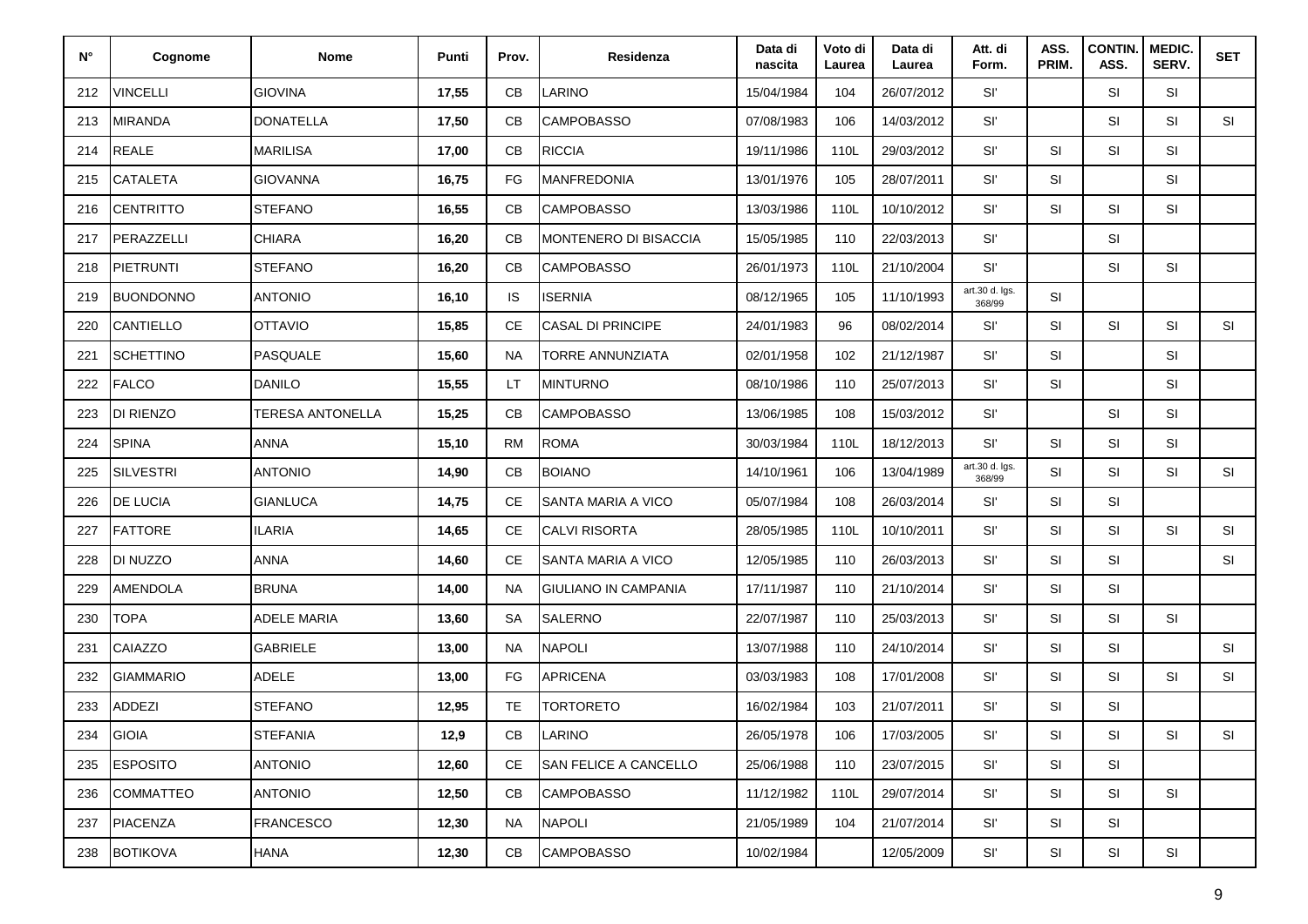| N° | Cognome | Nome | Punti | Prov. | Residenza | Data di nascita | Voto di Laurea | Data di Laurea | Att. di Form. | ASS. PRIM. | CONTIN. ASS. | MEDIC. SERV. | SET |
|---|---|---|---|---|---|---|---|---|---|---|---|---|---|
| 212 | VINCELLI | GIOVINA | **17,55** | CB | LARINO | 15/04/1984 | 104 | 26/07/2012 | SI' | | SI | SI | |
| 213 | MIRANDA | DONATELLA | **17,50** | CB | CAMPOBASSO | 07/08/1983 | 106 | 14/03/2012 | SI' | | SI | SI | SI |
| 214 | REALE | MARILISA | **17,00** | CB | RICCIA | 19/11/1986 | 110L | 29/03/2012 | SI' | SI | SI | SI | |
| 215 | CATALETA | GIOVANNA | **16,75** | FG | MANFREDONIA | 13/01/1976 | 105 | 28/07/2011 | SI' | SI | | SI | |
| 216 | CENTRITTO | STEFANO | **16,55** | CB | CAMPOBASSO | 13/03/1986 | 110L | 10/10/2012 | SI' | SI | SI | SI | |
| 217 | PERAZZELLI | CHIARA | **16,20** | CB | MONTENERO DI BISACCIA | 15/05/1985 | 110 | 22/03/2013 | SI' | | SI | | |
| 218 | PIETRUNTI | STEFANO | **16,20** | CB | CAMPOBASSO | 26/01/1973 | 110L | 21/10/2004 | SI' | | SI | SI | |
| 219 | BUONDONNO | ANTONIO | **16,10** | IS | ISERNIA | 08/12/1965 | 105 | 11/10/1993 | art.30 d. lgs. 368/99 | SI | | | |
| 220 | CANTIELLO | OTTAVIO | **15,85** | CE | CASAL DI PRINCIPE | 24/01/1983 | 96 | 08/02/2014 | SI' | SI | SI | SI | SI |
| 221 | SCHETTINO | PASQUALE | **15,60** | NA | TORRE ANNUNZIATA | 02/01/1958 | 102 | 21/12/1987 | SI' | SI | | SI | |
| 222 | FALCO | DANILO | **15,55** | LT | MINTURNO | 08/10/1986 | 110 | 25/07/2013 | SI' | SI | | SI | |
| 223 | DI RIENZO | TERESA ANTONELLA | **15,25** | CB | CAMPOBASSO | 13/06/1985 | 108 | 15/03/2012 | SI' | | SI | SI | |
| 224 | SPINA | ANNA | **15,10** | RM | ROMA | 30/03/1984 | 110L | 18/12/2013 | SI' | SI | SI | SI | |
| 225 | SILVESTRI | ANTONIO | **14,90** | CB | BOIANO | 14/10/1961 | 106 | 13/04/1989 | art.30 d. lgs. 368/99 | SI | SI | SI | SI |
| 226 | DE LUCIA | GIANLUCA | **14,75** | CE | SANTA MARIA A VICO | 05/07/1984 | 108 | 26/03/2014 | SI' | SI | SI | | |
| 227 | FATTORE | ILARIA | **14,65** | CE | CALVI RISORTA | 28/05/1985 | 110L | 10/10/2011 | SI' | SI | SI | SI | SI |
| 228 | DI NUZZO | ANNA | **14,60** | CE | SANTA MARIA A VICO | 12/05/1985 | 110 | 26/03/2013 | SI' | SI | SI | | SI |
| 229 | AMENDOLA | BRUNA | **14,00** | NA | GIULIANO IN CAMPANIA | 17/11/1987 | 110 | 21/10/2014 | SI' | SI | SI | | |
| 230 | TOPA | ADELE MARIA | **13,60** | SA | SALERNO | 22/07/1987 | 110 | 25/03/2013 | SI' | SI | SI | SI | |
| 231 | CAIAZZO | GABRIELE | **13,00** | NA | NAPOLI | 13/07/1988 | 110 | 24/10/2014 | SI' | SI | SI | | SI |
| 232 | GIAMMARIO | ADELE | **13,00** | FG | APRICENA | 03/03/1983 | 108 | 17/01/2008 | SI' | SI | SI | SI | SI |
| 233 | ADDEZI | STEFANO | **12,95** | TE | TORTORETO | 16/02/1984 | 103 | 21/07/2011 | SI' | SI | SI | | |
| 234 | GIOIA | STEFANIA | **12,9** | CB | LARINO | 26/05/1978 | 106 | 17/03/2005 | SI' | SI | SI | SI | SI |
| 235 | ESPOSITO | ANTONIO | **12,60** | CE | SAN FELICE A CANCELLO | 25/06/1988 | 110 | 23/07/2015 | SI' | SI | SI | | |
| 236 | COMMATTEO | ANTONIO | **12,50** | CB | CAMPOBASSO | 11/12/1982 | 110L | 29/07/2014 | SI' | SI | SI | SI | |
| 237 | PIACENZA | FRANCESCO | **12,30** | NA | NAPOLI | 21/05/1989 | 104 | 21/07/2014 | SI' | SI | SI | | |
| 238 | BOTIKOVA | HANA | **12,30** | CB | CAMPOBASSO | 10/02/1984 | | 12/05/2009 | SI' | SI | SI | SI | |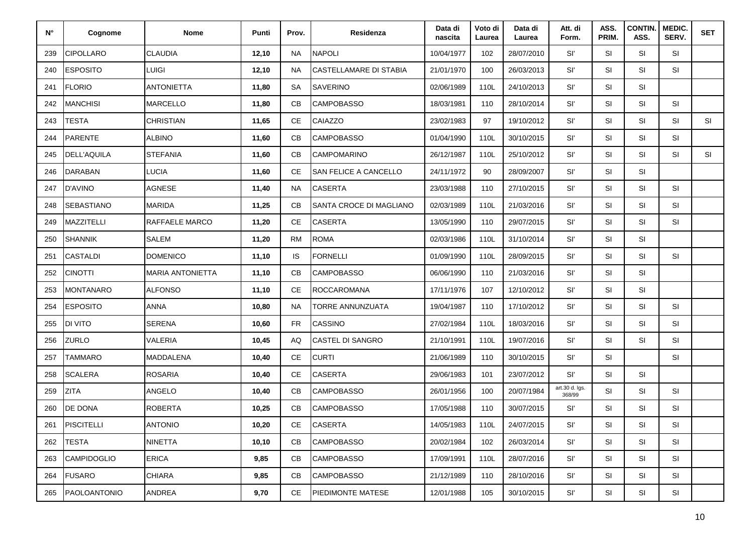| N° | Cognome | Nome | Punti | Prov. | Residenza | Data di nascita | Voto di Laurea | Data di Laurea | Att. di Form. | ASS. PRIM. | CONTIN. ASS. | MEDIC. SERV. | SET |
|---|---|---|---|---|---|---|---|---|---|---|---|---|---|
| 239 | CIPOLLARO | CLAUDIA | **12,10** | NA | NAPOLI | 10/04/1977 | 102 | 28/07/2010 | SI' | SI | SI | SI | |
| 240 | ESPOSITO | LUIGI | **12,10** | NA | CASTELLAMARE DI STABIA | 21/01/1970 | 100 | 26/03/2013 | SI' | SI | SI | SI | |
| 241 | FLORIO | ANTONIETTA | **11,80** | SA | SAVERINO | 02/06/1989 | 110L | 24/10/2013 | SI' | SI | SI | | |
| 242 | MANCHISI | MARCELLO | **11,80** | CB | CAMPOBASSO | 18/03/1981 | 110 | 28/10/2014 | SI' | SI | SI | SI | |
| 243 | TESTA | CHRISTIAN | **11,65** | CE | CAIAZZO | 23/02/1983 | 97 | 19/10/2012 | SI' | SI | SI | SI | SI |
| 244 | PARENTE | ALBINO | **11,60** | CB | CAMPOBASSO | 01/04/1990 | 110L | 30/10/2015 | SI' | SI | SI | SI | |
| 245 | DELL'AQUILA | STEFANIA | **11,60** | CB | CAMPOMARINO | 26/12/1987 | 110L | 25/10/2012 | SI' | SI | SI | SI | SI |
| 246 | DARABAN | LUCIA | **11,60** | CE | SAN FELICE A CANCELLO | 24/11/1972 | 90 | 28/09/2007 | SI' | SI | SI | | |
| 247 | D'AVINO | AGNESE | **11,40** | NA | CASERTA | 23/03/1988 | 110 | 27/10/2015 | SI' | SI | SI | SI | |
| 248 | SEBASTIANO | MARIDA | **11,25** | CB | SANTA CROCE DI MAGLIANO | 02/03/1989 | 110L | 21/03/2016 | SI' | SI | SI | SI | |
| 249 | MAZZITELLI | RAFFAELE MARCO | **11,20** | CE | CASERTA | 13/05/1990 | 110 | 29/07/2015 | SI' | SI | SI | SI | |
| 250 | SHANNIK | SALEM | **11,20** | RM | ROMA | 02/03/1986 | 110L | 31/10/2014 | SI' | SI | SI | | |
| 251 | CASTALDI | DOMENICO | **11,10** | IS | FORNELLI | 01/09/1990 | 110L | 28/09/2015 | SI' | SI | SI | SI | |
| 252 | CINOTTI | MARIA ANTONIETTA | **11,10** | CB | CAMPOBASSO | 06/06/1990 | 110 | 21/03/2016 | SI' | SI | SI | | |
| 253 | MONTANARO | ALFONSO | **11,10** | CE | ROCCAROMANA | 17/11/1976 | 107 | 12/10/2012 | SI' | SI | SI | | |
| 254 | ESPOSITO | ANNA | **10,80** | NA | TORRE ANNUNZUATA | 19/04/1987 | 110 | 17/10/2012 | SI' | SI | SI | SI | |
| 255 | DI VITO | SERENA | **10,60** | FR | CASSINO | 27/02/1984 | 110L | 18/03/2016 | SI' | SI | SI | SI | |
| 256 | ZURLO | VALERIA | **10,45** | AQ | CASTEL DI SANGRO | 21/10/1991 | 110L | 19/07/2016 | SI' | SI | SI | SI | |
| 257 | TAMMARO | MADDALENA | **10,40** | CE | CURTI | 21/06/1989 | 110 | 30/10/2015 | SI' | SI | | SI | |
| 258 | SCALERA | ROSARIA | **10,40** | CE | CASERTA | 29/06/1983 | 101 | 23/07/2012 | SI' | SI | SI | | |
| 259 | ZITA | ANGELO | **10,40** | CB | CAMPOBASSO | 26/01/1956 | 100 | 20/07/1984 | art.30 d. lgs. 368/99 | SI | SI | SI | |
| 260 | DE DONA | ROBERTA | **10,25** | CB | CAMPOBASSO | 17/05/1988 | 110 | 30/07/2015 | SI' | SI | SI | SI | |
| 261 | PISCITELLI | ANTONIO | **10,20** | CE | CASERTA | 14/05/1983 | 110L | 24/07/2015 | SI' | SI | SI | SI | |
| 262 | TESTA | NINETTA | **10,10** | CB | CAMPOBASSO | 20/02/1984 | 102 | 26/03/2014 | SI' | SI | SI | SI | |
| 263 | CAMPIDOGLIO | ERICA | **9,85** | CB | CAMPOBASSO | 17/09/1991 | 110L | 28/07/2016 | SI' | SI | SI | SI | |
| 264 | FUSARO | CHIARA | **9,85** | CB | CAMPOBASSO | 21/12/1989 | 110 | 28/10/2016 | SI' | SI | SI | SI | |
| 265 | PAOLOANTONIO | ANDREA | **9,70** | CE | PIEDIMONTE MATESE | 12/01/1988 | 105 | 30/10/2015 | SI' | SI | SI | SI | |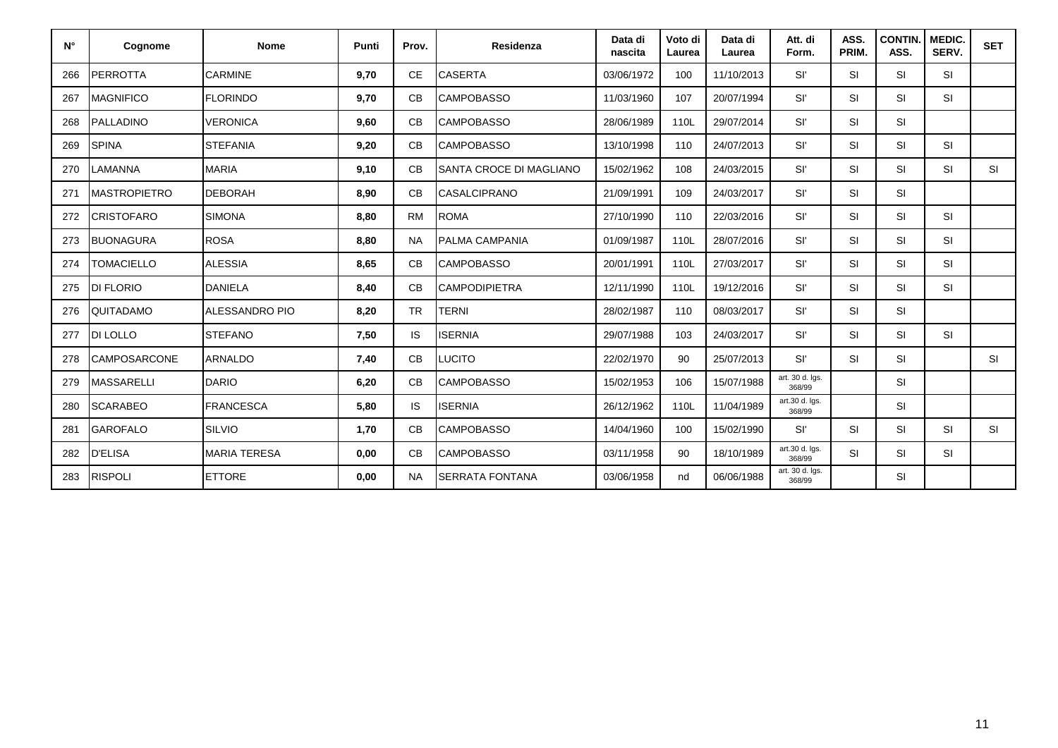| N° | Cognome | Nome | Punti | Prov. | Residenza | Data di nascita | Voto di Laurea | Data di Laurea | Att. di Form. | ASS. PRIM. | CONTIN. ASS. | MEDIC. SERV. | SET |
|---|---|---|---|---|---|---|---|---|---|---|---|---|---|
| 266 | PERROTTA | CARMINE | **9,70** | CE | CASERTA | 03/06/1972 | 100 | 11/10/2013 | SI' | SI | SI | SI | |
| 267 | MAGNIFICO | FLORINDO | **9,70** | CB | CAMPOBASSO | 11/03/1960 | 107 | 20/07/1994 | SI' | SI | SI | SI | |
| 268 | PALLADINO | VERONICA | **9,60** | CB | CAMPOBASSO | 28/06/1989 | 110L | 29/07/2014 | SI' | SI | SI | | |
| 269 | SPINA | STEFANIA | **9,20** | CB | CAMPOBASSO | 13/10/1998 | 110 | 24/07/2013 | SI' | SI | SI | SI | |
| 270 | LAMANNA | MARIA | **9,10** | CB | SANTA CROCE DI MAGLIANO | 15/02/1962 | 108 | 24/03/2015 | SI' | SI | SI | SI | SI |
| 271 | MASTROPIETRO | DEBORAH | **8,90** | CB | CASALCIPRANO | 21/09/1991 | 109 | 24/03/2017 | SI' | SI | SI | | |
| 272 | CRISTOFARO | SIMONA | **8,80** | RM | ROMA | 27/10/1990 | 110 | 22/03/2016 | SI' | SI | SI | SI | |
| 273 | BUONAGURA | ROSA | **8,80** | NA | PALMA CAMPANIA | 01/09/1987 | 110L | 28/07/2016 | SI' | SI | SI | SI | |
| 274 | TOMACIELLO | ALESSIA | **8,65** | CB | CAMPOBASSO | 20/01/1991 | 110L | 27/03/2017 | SI' | SI | SI | SI | |
| 275 | DI FLORIO | DANIELA | **8,40** | CB | CAMPODIPIETRA | 12/11/1990 | 110L | 19/12/2016 | SI' | SI | SI | SI | |
| 276 | QUITADAMO | ALESSANDRO PIO | **8,20** | TR | TERNI | 28/02/1987 | 110 | 08/03/2017 | SI' | SI | SI | | |
| 277 | DI LOLLO | STEFANO | **7,50** | IS | ISERNIA | 29/07/1988 | 103 | 24/03/2017 | SI' | SI | SI | SI | |
| 278 | CAMPOSARCONE | ARNALDO | **7,40** | CB | LUCITO | 22/02/1970 | 90 | 25/07/2013 | SI' | SI | SI | | SI |
| 279 | MASSARELLI | DARIO | **6,20** | CB | CAMPOBASSO | 15/02/1953 | 106 | 15/07/1988 | art. 30 d. lgs. 368/99 | | SI | | |
| 280 | SCARABEO | FRANCESCA | **5,80** | IS | ISERNIA | 26/12/1962 | 110L | 11/04/1989 | art.30 d. lgs. 368/99 | | SI | | |
| 281 | GAROFALO | SILVIO | **1,70** | CB | CAMPOBASSO | 14/04/1960 | 100 | 15/02/1990 | SI' | SI | SI | SI | SI |
| 282 | D'ELISA | MARIA TERESA | **0,00** | CB | CAMPOBASSO | 03/11/1958 | 90 | 18/10/1989 | art.30 d. lgs. 368/99 | SI | SI | SI | |
| 283 | RISPOLI | ETTORE | **0,00** | NA | SERRATA FONTANA | 03/06/1958 | nd | 06/06/1988 | art. 30 d. lgs. 368/99 | | SI | | |